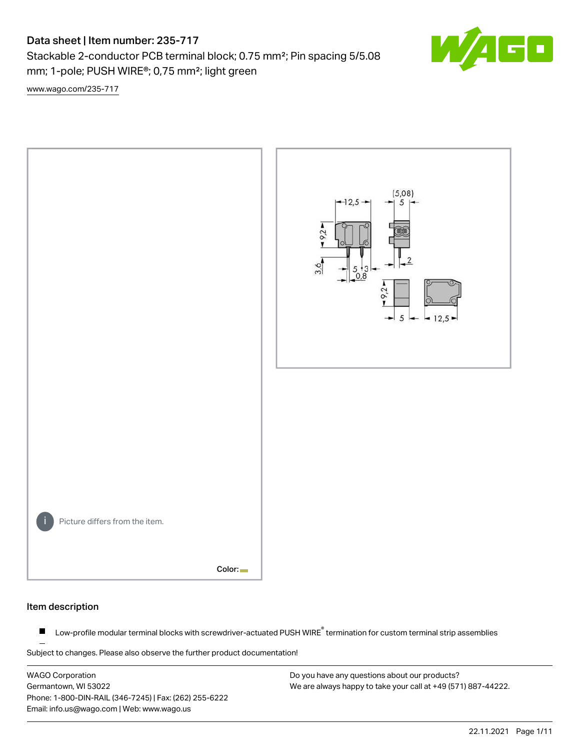# Data sheet | Item number: 235-717

Stackable 2-conductor PCB terminal block; 0.75 mm²; Pin spacing 5/5.08 mm; 1-pole; PUSH WIRE®; 0,75 mm²; light green

www.wago.com/235-717

Picture differs from the item.

Color:

## Item description

- Low-profile modular terminal blocks with screwdriver-actuated PUSH WIRE® termination for custom terminal strip assemblies

Subject to changes. Please also observe the further product documentation!

WAGO Corporation
Germantown, WI 53022
Phone: 1-800-DIN-RAIL (346-7245) | Fax: (262) 255-6222
Email: info.us@wago.com | Web: www.wago.us

Do you have any questions about our products?
We are always happy to take your call at +49 (571) 887-44222.

22.11.2021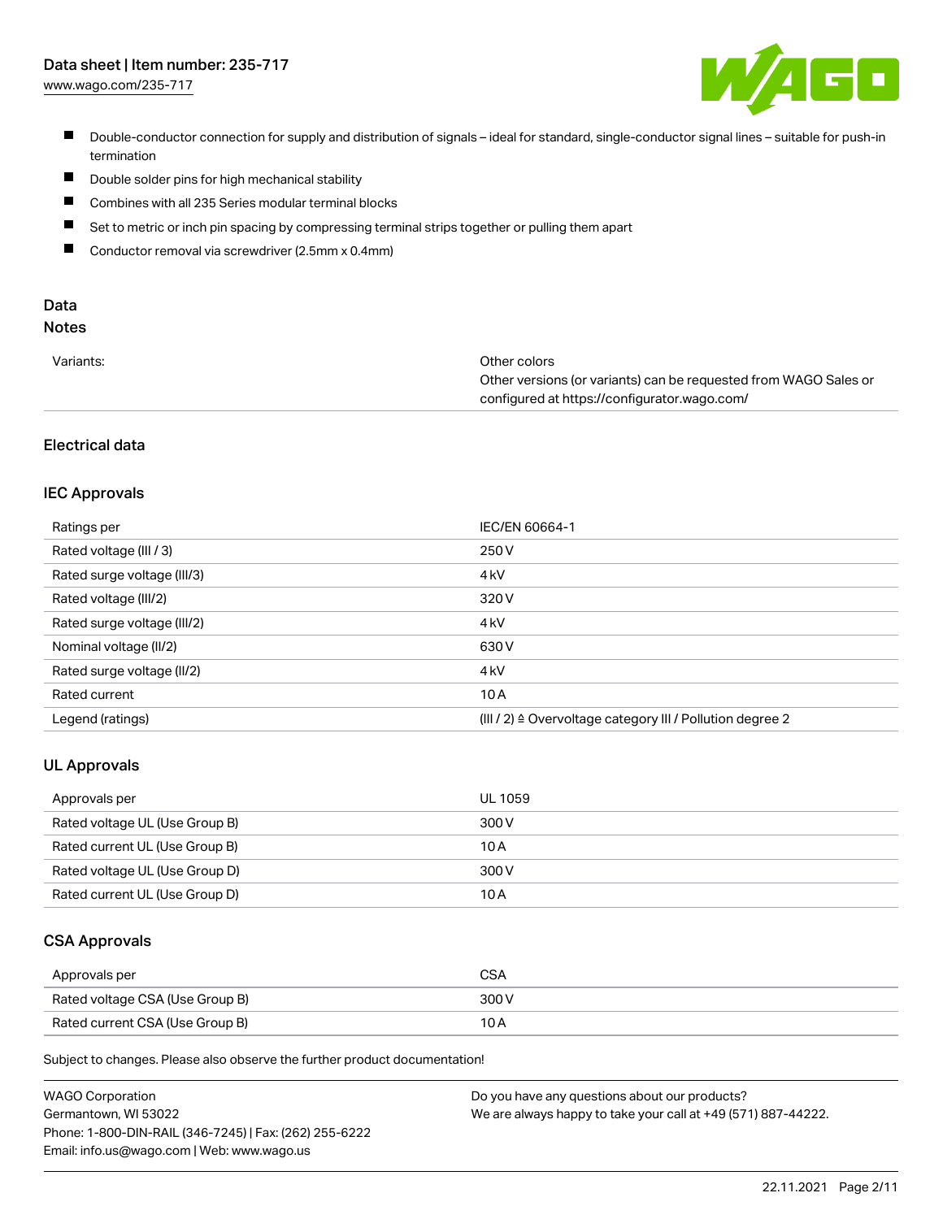- Double-conductor connection for supply and distribution of signals – ideal for standard, single-conductor signal lines – suitable for push-in termination
- Double solder pins for high mechanical stability
- Combines with all 235 Series modular terminal blocks
- Set to metric or inch pin spacing by compressing terminal strips together or pulling them apart
- Conductor removal via screwdriver (2.5mm x 0.4mm)

## Data

### Notes

| | |
|---|---|
| Variants: | Other colors<br>Other versions (or variants) can be requested from WAGO Sales or configured at https://configurator.wago.com/ |

### Electrical data

#### IEC Approvals

| | |
|---|---|
| Ratings per | IEC/EN 60664-1 |
| Rated voltage (III / 3) | 250 V |
| Rated surge voltage (III/3) | 4 kV |
| Rated voltage (III/2) | 320 V |
| Rated surge voltage (III/2) | 4 kV |
| Nominal voltage (II/2) | 630 V |
| Rated surge voltage (II/2) | 4 kV |
| Rated current | 10 A |
| Legend (ratings) | (III / 2) ≙ Overvoltage category III / Pollution degree 2 |

#### UL Approvals

| | |
|---|---|
| Approvals per | UL 1059 |
| Rated voltage UL (Use Group B) | 300 V |
| Rated current UL (Use Group B) | 10 A |
| Rated voltage UL (Use Group D) | 300 V |
| Rated current UL (Use Group D) | 10 A |

#### CSA Approvals

| | |
|---|---|
| Approvals per | CSA |
| Rated voltage CSA (Use Group B) | 300 V |
| Rated current CSA (Use Group B) | 10 A |

Subject to changes. Please also observe the further product documentation!

WAGO Corporation
Germantown, WI 53022
Phone: 1-800-DIN-RAIL (346-7245) | Fax: (262) 255-6222
Email: info.us@wago.com | Web: www.wago.us

Do you have any questions about our products?
We are always happy to take your call at +49 (571) 887-44222.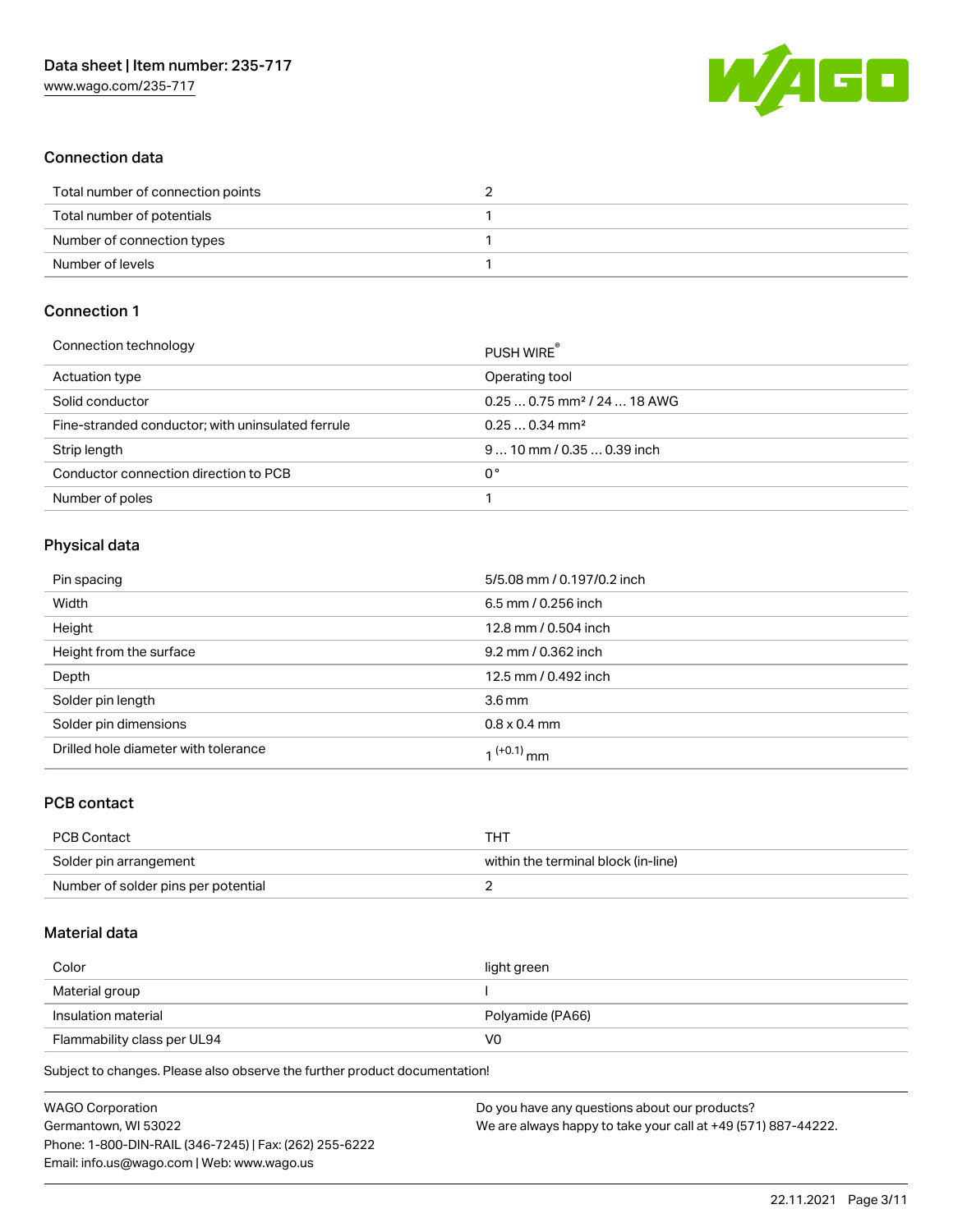## Connection data

| | |
|---|---|
| Total number of connection points | 2 |
| Total number of potentials | 1 |
| Number of connection types | 1 |
| Number of levels | 1 |

## Connection 1

| | |
|---|---|
| Connection technology | PUSH WIRE® |
| Actuation type | Operating tool |
| Solid conductor | 0.25 … 0.75 mm² / 24 … 18 AWG |
| Fine-stranded conductor; with uninsulated ferrule | 0.25 … 0.34 mm² |
| Strip length | 9 … 10 mm / 0.35 … 0.39 inch |
| Conductor connection direction to PCB | 0 ° |
| Number of poles | 1 |

## Physical data

| | |
|---|---|
| Pin spacing | 5/5.08 mm / 0.197/0.2 inch |
| Width | 6.5 mm / 0.256 inch |
| Height | 12.8 mm / 0.504 inch |
| Height from the surface | 9.2 mm / 0.362 inch |
| Depth | 12.5 mm / 0.492 inch |
| Solder pin length | 3.6 mm |
| Solder pin dimensions | 0.8 x 0.4 mm |
| Drilled hole diameter with tolerance | $1^{(+0.1)}$ mm |

## PCB contact

| | |
|---|---|
| PCB Contact | THT |
| Solder pin arrangement | within the terminal block (in-line) |
| Number of solder pins per potential | 2 |

## Material data

| | |
|---|---|
| Color | light green |
| Material group | I |
| Insulation material | Polyamide (PA66) |
| Flammability class per UL94 | V0 |

Subject to changes. Please also observe the further product documentation!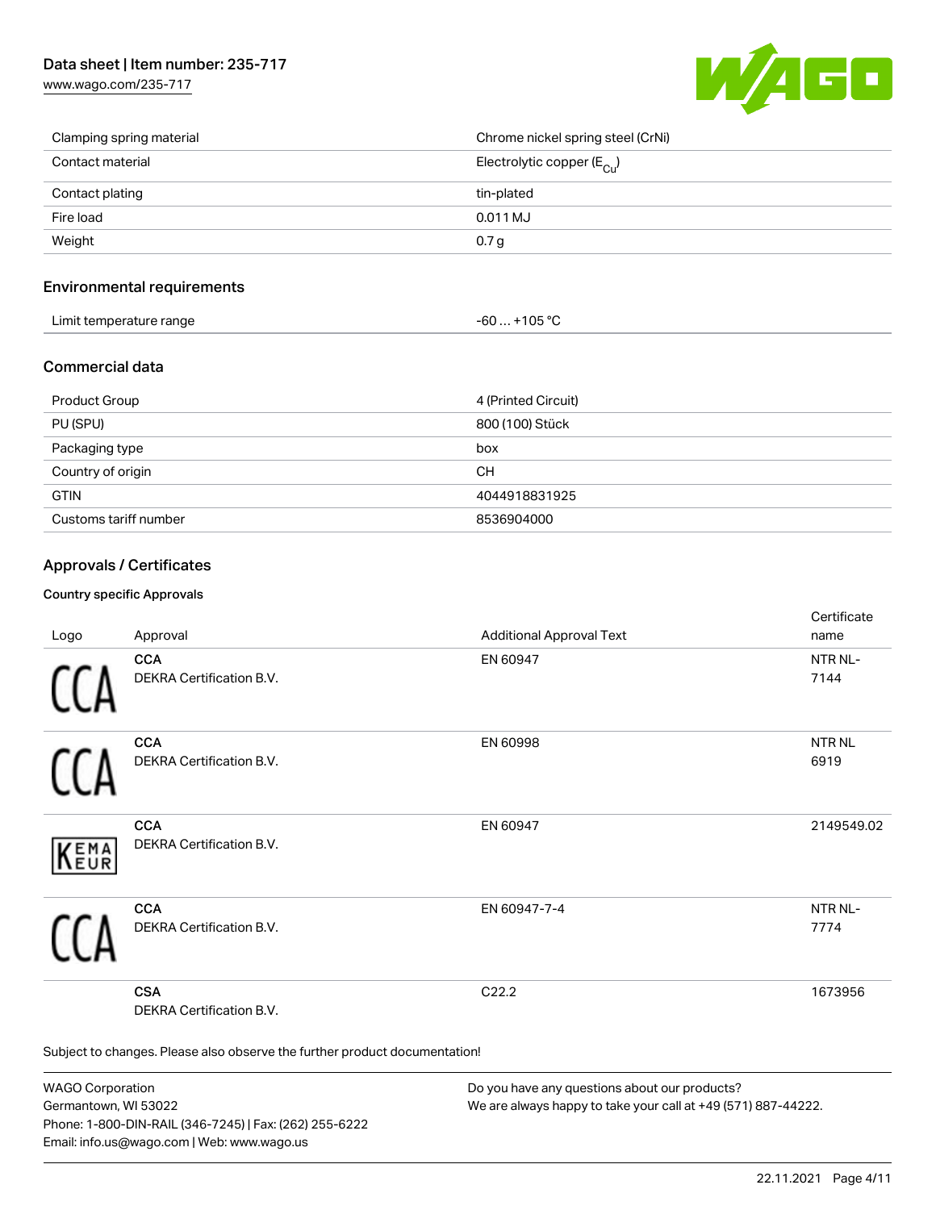| | |
|---|---|
| Clamping spring material | Chrome nickel spring steel (CrNi) |
| Contact material | Electrolytic copper ($E_{Cu}$) |
| Contact plating | tin-plated |
| Fire load | 0.011 MJ |
| Weight | 0.7 g |

## Environmental requirements

| | |
|---|---|
| Limit temperature range | -60 … +105 °C |

## Commercial data

| | |
|---|---|
| Product Group | 4 (Printed Circuit) |
| PU (SPU) | 800 (100) Stück |
| Packaging type | box |
| Country of origin | CH |
| GTIN | 4044918831925 |
| Customs tariff number | 8536904000 |

## Approvals / Certificates

### Country specific Approvals

| Logo | Approval | Additional Approval Text | Certificate name |
|---|---|---|---|
| CCA | **CCA**<br>DEKRA Certification B.V. | EN 60947 | NTR NL-7144 |
| CCA | **CCA**<br>DEKRA Certification B.V. | EN 60998 | NTR NL 6919 |
| KEMA EUR | **CCA**<br>DEKRA Certification B.V. | EN 60947 | 2149549.02 |
| CCA | **CCA**<br>DEKRA Certification B.V. | EN 60947-7-4 | NTR NL-7774 |
| | **CSA**<br>DEKRA Certification B.V. | C22.2 | 1673956 |

Subject to changes. Please also observe the further product documentation!

WAGO Corporation
Germantown, WI 53022
Phone: 1-800-DIN-RAIL (346-7245) | Fax: (262) 255-6222
Email: info.us@wago.com | Web: www.wago.us

Do you have any questions about our products?
We are always happy to take your call at +49 (571) 887-44222.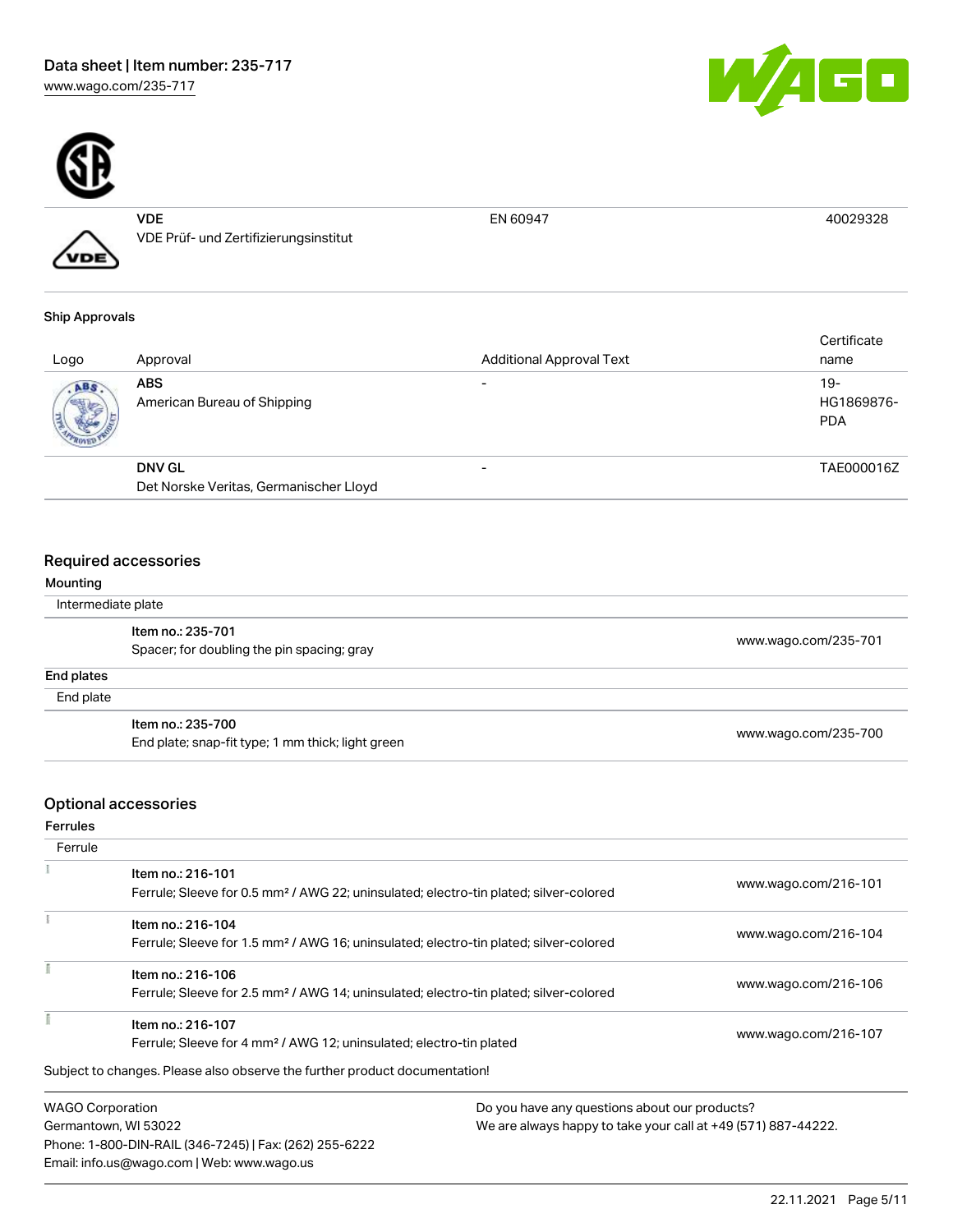| | | | |
|---|---|---|---|
| | **VDE**<br>VDE Prüf- und Zertifizierungsinstitut | EN 60947 | 40029328 |

**Ship Approvals**

| Logo | Approval | Additional Approval Text | Certificate name |
|---|---|---|---|
| | **ABS**<br>American Bureau of Shipping | - | 19-HG1869876-PDA |
| | **DNV GL**<br>Det Norske Veritas, Germanischer Lloyd | - | TAE000016Z |

## Required accessories

**Mounting**

Intermediate plate

| | |
|---|---|
| **Item no.: 235-701**<br>Spacer; for doubling the pin spacing; gray | www.wago.com/235-701 |

**End plates**

End plate

| | |
|---|---|
| **Item no.: 235-700**<br>End plate; snap-fit type; 1 mm thick; light green | www.wago.com/235-700 |

## Optional accessories

**Ferrules**

Ferrule

| | |
|---|---|
| **Item no.: 216-101**<br>Ferrule; Sleeve for 0.5 mm² / AWG 22; uninsulated; electro-tin plated; silver-colored | www.wago.com/216-101 |
| **Item no.: 216-104**<br>Ferrule; Sleeve for 1.5 mm² / AWG 16; uninsulated; electro-tin plated; silver-colored | www.wago.com/216-104 |
| **Item no.: 216-106**<br>Ferrule; Sleeve for 2.5 mm² / AWG 14; uninsulated; electro-tin plated; silver-colored | www.wago.com/216-106 |
| **Item no.: 216-107**<br>Ferrule; Sleeve for 4 mm² / AWG 12; uninsulated; electro-tin plated | www.wago.com/216-107 |

Subject to changes. Please also observe the further product documentation!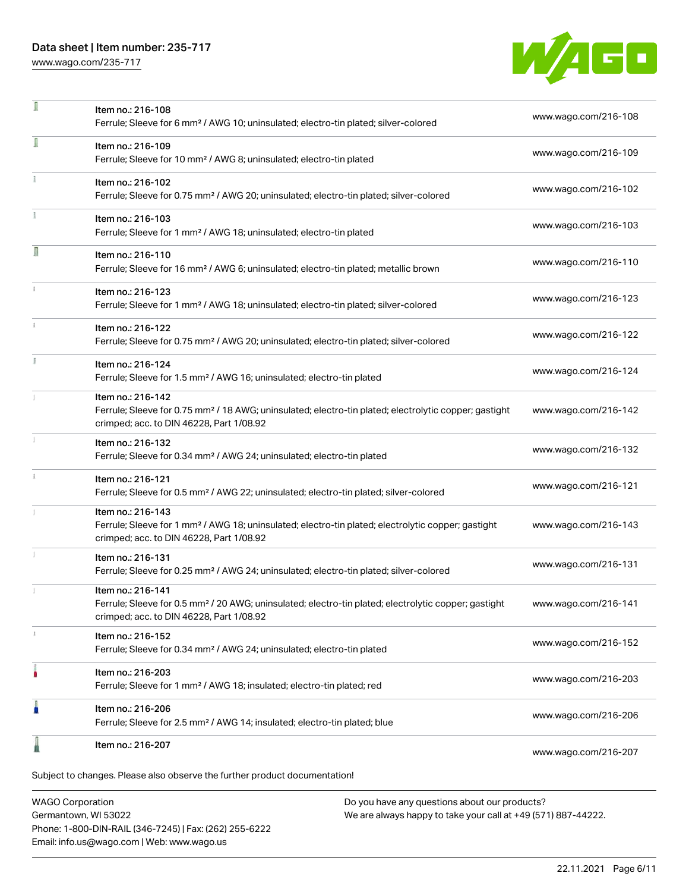| | | |
|---|---|---|
| | Item no.: 216-108<br>Ferrule; Sleeve for 6 mm² / AWG 10; uninsulated; electro-tin plated; silver-colored | www.wago.com/216-108 |
| | Item no.: 216-109<br>Ferrule; Sleeve for 10 mm² / AWG 8; uninsulated; electro-tin plated | www.wago.com/216-109 |
| | Item no.: 216-102<br>Ferrule; Sleeve for 0.75 mm² / AWG 20; uninsulated; electro-tin plated; silver-colored | www.wago.com/216-102 |
| | Item no.: 216-103<br>Ferrule; Sleeve for 1 mm² / AWG 18; uninsulated; electro-tin plated | www.wago.com/216-103 |
| | Item no.: 216-110<br>Ferrule; Sleeve for 16 mm² / AWG 6; uninsulated; electro-tin plated; metallic brown | www.wago.com/216-110 |
| | Item no.: 216-123<br>Ferrule; Sleeve for 1 mm² / AWG 18; uninsulated; electro-tin plated; silver-colored | www.wago.com/216-123 |
| | Item no.: 216-122<br>Ferrule; Sleeve for 0.75 mm² / AWG 20; uninsulated; electro-tin plated; silver-colored | www.wago.com/216-122 |
| | Item no.: 216-124<br>Ferrule; Sleeve for 1.5 mm² / AWG 16; uninsulated; electro-tin plated | www.wago.com/216-124 |
| | Item no.: 216-142<br>Ferrule; Sleeve for 0.75 mm² / 18 AWG; uninsulated; electro-tin plated; electrolytic copper; gastight crimped; acc. to DIN 46228, Part 1/08.92 | www.wago.com/216-142 |
| | Item no.: 216-132<br>Ferrule; Sleeve for 0.34 mm² / AWG 24; uninsulated; electro-tin plated | www.wago.com/216-132 |
| | Item no.: 216-121<br>Ferrule; Sleeve for 0.5 mm² / AWG 22; uninsulated; electro-tin plated; silver-colored | www.wago.com/216-121 |
| | Item no.: 216-143<br>Ferrule; Sleeve for 1 mm² / AWG 18; uninsulated; electro-tin plated; electrolytic copper; gastight crimped; acc. to DIN 46228, Part 1/08.92 | www.wago.com/216-143 |
| | Item no.: 216-131<br>Ferrule; Sleeve for 0.25 mm² / AWG 24; uninsulated; electro-tin plated; silver-colored | www.wago.com/216-131 |
| | Item no.: 216-141<br>Ferrule; Sleeve for 0.5 mm² / 20 AWG; uninsulated; electro-tin plated; electrolytic copper; gastight crimped; acc. to DIN 46228, Part 1/08.92 | www.wago.com/216-141 |
| | Item no.: 216-152<br>Ferrule; Sleeve for 0.34 mm² / AWG 24; uninsulated; electro-tin plated | www.wago.com/216-152 |
| | Item no.: 216-203<br>Ferrule; Sleeve for 1 mm² / AWG 18; insulated; electro-tin plated; red | www.wago.com/216-203 |
| | Item no.: 216-206<br>Ferrule; Sleeve for 2.5 mm² / AWG 14; insulated; electro-tin plated; blue | www.wago.com/216-206 |
| | Item no.: 216-207 | www.wago.com/216-207 |

Subject to changes. Please also observe the further product documentation!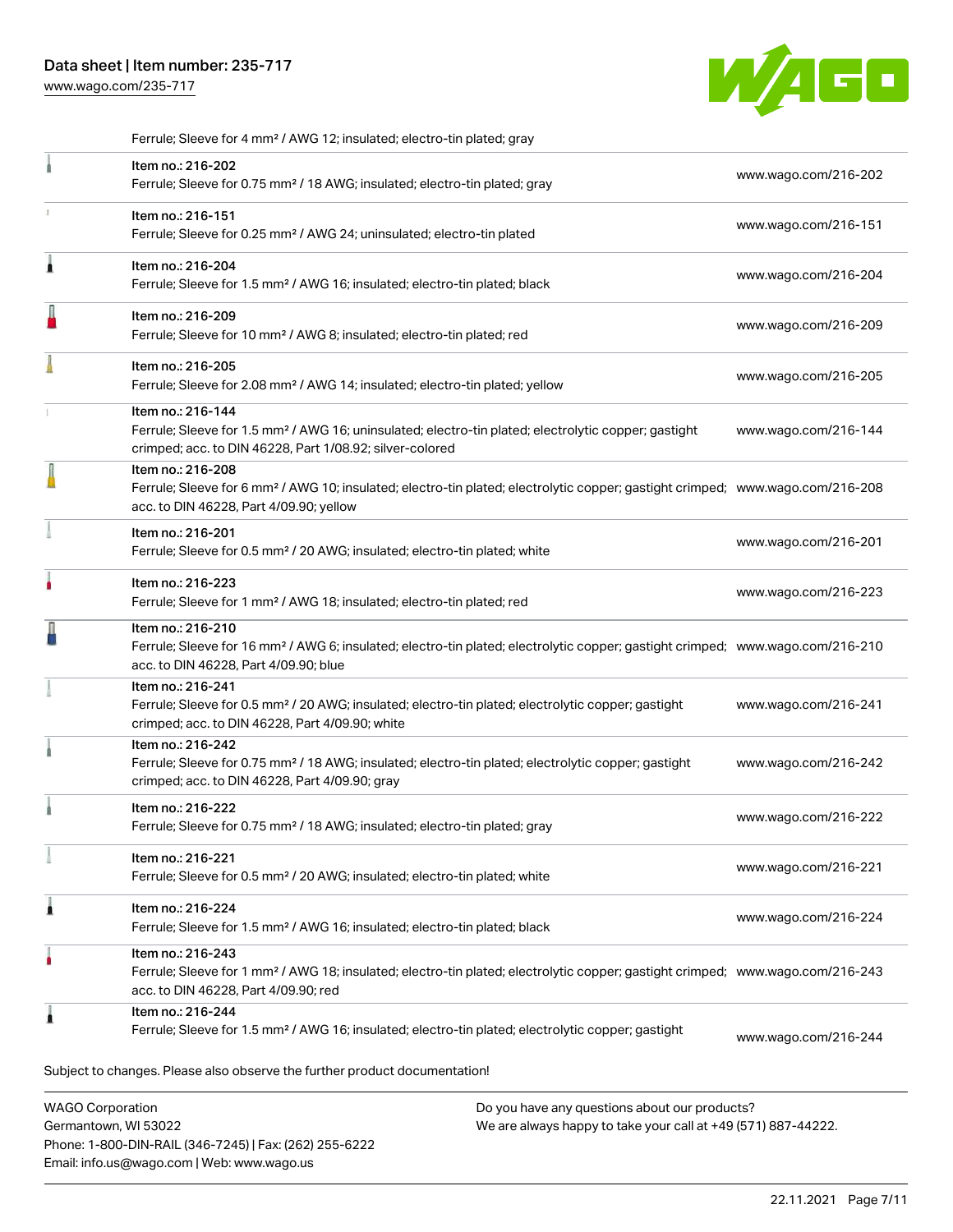Ferrule; Sleeve for 4 mm² / AWG 12; insulated; electro-tin plated; gray

| | | |
|---|---|---|
| | Item no.: 216-202<br>Ferrule; Sleeve for 0.75 mm² / 18 AWG; insulated; electro-tin plated; gray | www.wago.com/216-202 |
| | Item no.: 216-151<br>Ferrule; Sleeve for 0.25 mm² / AWG 24; uninsulated; electro-tin plated | www.wago.com/216-151 |
| | Item no.: 216-204<br>Ferrule; Sleeve for 1.5 mm² / AWG 16; insulated; electro-tin plated; black | www.wago.com/216-204 |
| | Item no.: 216-209<br>Ferrule; Sleeve for 10 mm² / AWG 8; insulated; electro-tin plated; red | www.wago.com/216-209 |
| | Item no.: 216-205<br>Ferrule; Sleeve for 2.08 mm² / AWG 14; insulated; electro-tin plated; yellow | www.wago.com/216-205 |
| | Item no.: 216-144<br>Ferrule; Sleeve for 1.5 mm² / AWG 16; uninsulated; electro-tin plated; electrolytic copper; gastight crimped; acc. to DIN 46228, Part 1/08.92; silver-colored | www.wago.com/216-144 |
| | Item no.: 216-208<br>Ferrule; Sleeve for 6 mm² / AWG 10; insulated; electro-tin plated; electrolytic copper; gastight crimped; acc. to DIN 46228, Part 4/09.90; yellow | www.wago.com/216-208 |
| | Item no.: 216-201<br>Ferrule; Sleeve for 0.5 mm² / 20 AWG; insulated; electro-tin plated; white | www.wago.com/216-201 |
| | Item no.: 216-223<br>Ferrule; Sleeve for 1 mm² / AWG 18; insulated; electro-tin plated; red | www.wago.com/216-223 |
| | Item no.: 216-210<br>Ferrule; Sleeve for 16 mm² / AWG 6; insulated; electro-tin plated; electrolytic copper; gastight crimped; acc. to DIN 46228, Part 4/09.90; blue | www.wago.com/216-210 |
| | Item no.: 216-241<br>Ferrule; Sleeve for 0.5 mm² / 20 AWG; insulated; electro-tin plated; electrolytic copper; gastight crimped; acc. to DIN 46228, Part 4/09.90; white | www.wago.com/216-241 |
| | Item no.: 216-242<br>Ferrule; Sleeve for 0.75 mm² / 18 AWG; insulated; electro-tin plated; electrolytic copper; gastight crimped; acc. to DIN 46228, Part 4/09.90; gray | www.wago.com/216-242 |
| | Item no.: 216-222<br>Ferrule; Sleeve for 0.75 mm² / 18 AWG; insulated; electro-tin plated; gray | www.wago.com/216-222 |
| | Item no.: 216-221<br>Ferrule; Sleeve for 0.5 mm² / 20 AWG; insulated; electro-tin plated; white | www.wago.com/216-221 |
| | Item no.: 216-224<br>Ferrule; Sleeve for 1.5 mm² / AWG 16; insulated; electro-tin plated; black | www.wago.com/216-224 |
| | Item no.: 216-243<br>Ferrule; Sleeve for 1 mm² / AWG 18; insulated; electro-tin plated; electrolytic copper; gastight crimped; acc. to DIN 46228, Part 4/09.90; red | www.wago.com/216-243 |
| | Item no.: 216-244<br>Ferrule; Sleeve for 1.5 mm² / AWG 16; insulated; electro-tin plated; electrolytic copper; gastight | www.wago.com/216-244 |

Subject to changes. Please also observe the further product documentation!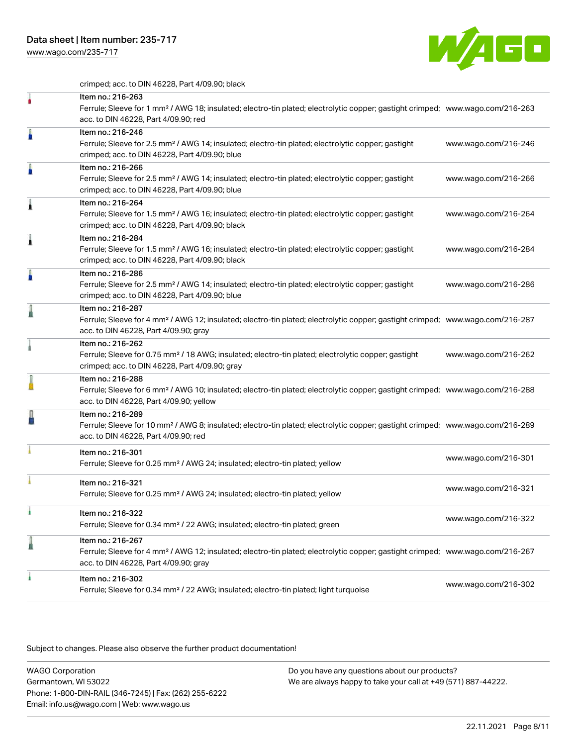crimped; acc. to DIN 46228, Part 4/09.90; black

| | | |
|---|---|---|
| | Item no.: 216-263<br>Ferrule; Sleeve for 1 mm² / AWG 18; insulated; electro-tin plated; electrolytic copper; gastight crimped; acc. to DIN 46228, Part 4/09.90; red | www.wago.com/216-263 |
| | Item no.: 216-246<br>Ferrule; Sleeve for 2.5 mm² / AWG 14; insulated; electro-tin plated; electrolytic copper; gastight crimped; acc. to DIN 46228, Part 4/09.90; blue | www.wago.com/216-246 |
| | Item no.: 216-266<br>Ferrule; Sleeve for 2.5 mm² / AWG 14; insulated; electro-tin plated; electrolytic copper; gastight crimped; acc. to DIN 46228, Part 4/09.90; blue | www.wago.com/216-266 |
| | Item no.: 216-264<br>Ferrule; Sleeve for 1.5 mm² / AWG 16; insulated; electro-tin plated; electrolytic copper; gastight crimped; acc. to DIN 46228, Part 4/09.90; black | www.wago.com/216-264 |
| | Item no.: 216-284<br>Ferrule; Sleeve for 1.5 mm² / AWG 16; insulated; electro-tin plated; electrolytic copper; gastight crimped; acc. to DIN 46228, Part 4/09.90; black | www.wago.com/216-284 |
| | Item no.: 216-286<br>Ferrule; Sleeve for 2.5 mm² / AWG 14; insulated; electro-tin plated; electrolytic copper; gastight crimped; acc. to DIN 46228, Part 4/09.90; blue | www.wago.com/216-286 |
| | Item no.: 216-287<br>Ferrule; Sleeve for 4 mm² / AWG 12; insulated; electro-tin plated; electrolytic copper; gastight crimped; acc. to DIN 46228, Part 4/09.90; gray | www.wago.com/216-287 |
| | Item no.: 216-262<br>Ferrule; Sleeve for 0.75 mm² / 18 AWG; insulated; electro-tin plated; electrolytic copper; gastight crimped; acc. to DIN 46228, Part 4/09.90; gray | www.wago.com/216-262 |
| | Item no.: 216-288<br>Ferrule; Sleeve for 6 mm² / AWG 10; insulated; electro-tin plated; electrolytic copper; gastight crimped; acc. to DIN 46228, Part 4/09.90; yellow | www.wago.com/216-288 |
| | Item no.: 216-289<br>Ferrule; Sleeve for 10 mm² / AWG 8; insulated; electro-tin plated; electrolytic copper; gastight crimped; acc. to DIN 46228, Part 4/09.90; red | www.wago.com/216-289 |
| | Item no.: 216-301<br>Ferrule; Sleeve for 0.25 mm² / AWG 24; insulated; electro-tin plated; yellow | www.wago.com/216-301 |
| | Item no.: 216-321<br>Ferrule; Sleeve for 0.25 mm² / AWG 24; insulated; electro-tin plated; yellow | www.wago.com/216-321 |
| | Item no.: 216-322<br>Ferrule; Sleeve for 0.34 mm² / 22 AWG; insulated; electro-tin plated; green | www.wago.com/216-322 |
| | Item no.: 216-267<br>Ferrule; Sleeve for 4 mm² / AWG 12; insulated; electro-tin plated; electrolytic copper; gastight crimped; acc. to DIN 46228, Part 4/09.90; gray | www.wago.com/216-267 |
| | Item no.: 216-302<br>Ferrule; Sleeve for 0.34 mm² / 22 AWG; insulated; electro-tin plated; light turquoise | www.wago.com/216-302 |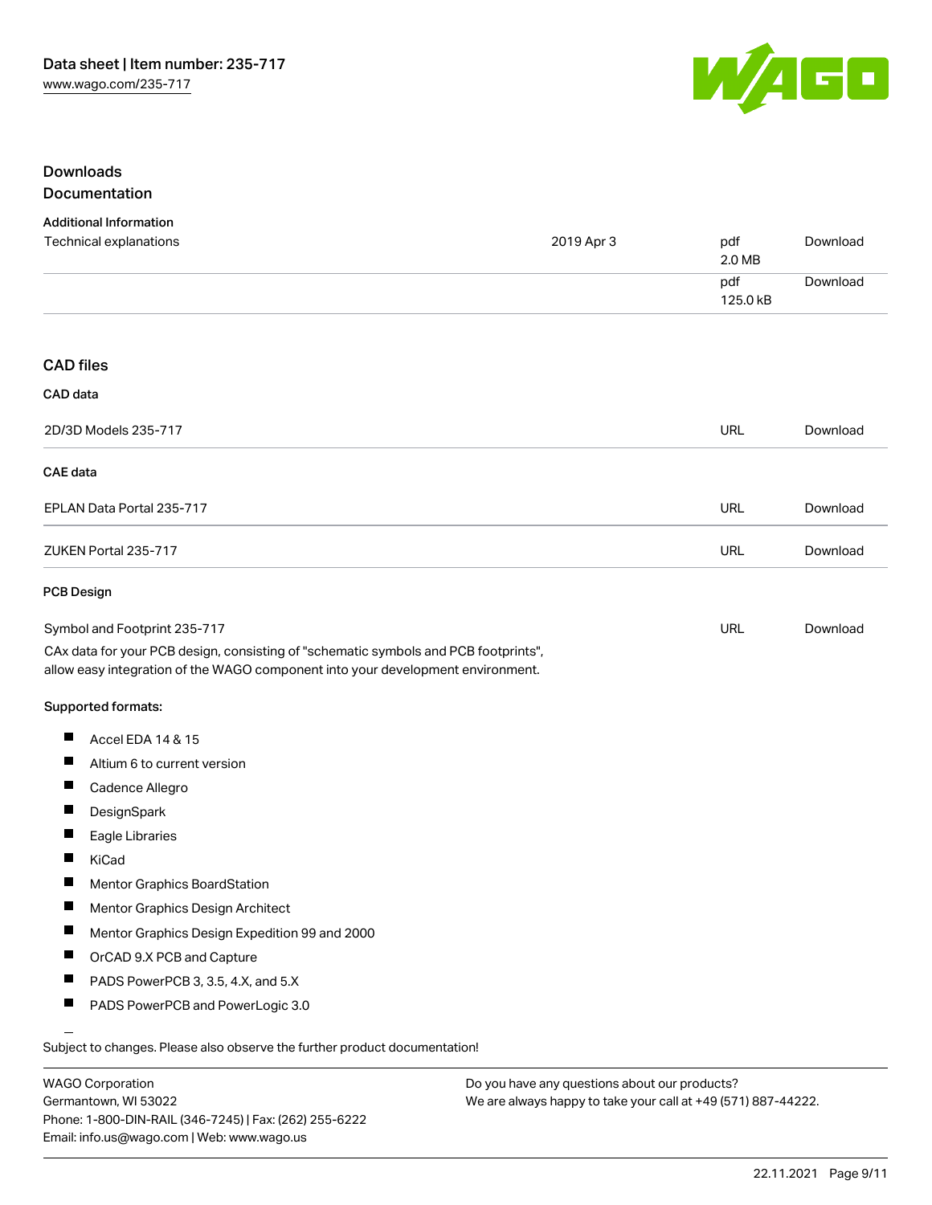## Downloads

### Documentation

#### Additional Information

| | | | |
|---|---|---|---|
| Technical explanations | 2019 Apr 3 | pdf 2.0 MB | Download |
| | | pdf 125.0 kB | Download |

### CAD files

#### CAD data

| | | |
|---|---|---|
| 2D/3D Models 235-717 | URL | Download |

#### CAE data

| | | |
|---|---|---|
| EPLAN Data Portal 235-717 | URL | Download |
| ZUKEN Portal 235-717 | URL | Download |

#### PCB Design

| | | |
|---|---|---|
| Symbol and Footprint 235-717 | URL | Download |

CAx data for your PCB design, consisting of "schematic symbols and PCB footprints", allow easy integration of the WAGO component into your development environment.

**Supported formats:**

- Accel EDA 14 & 15
- Altium 6 to current version
- Cadence Allegro
- DesignSpark
- Eagle Libraries
- KiCad
- Mentor Graphics BoardStation
- Mentor Graphics Design Architect
- Mentor Graphics Design Expedition 99 and 2000
- OrCAD 9.X PCB and Capture
- PADS PowerPCB 3, 3.5, 4.X, and 5.X
- PADS PowerPCB and PowerLogic 3.0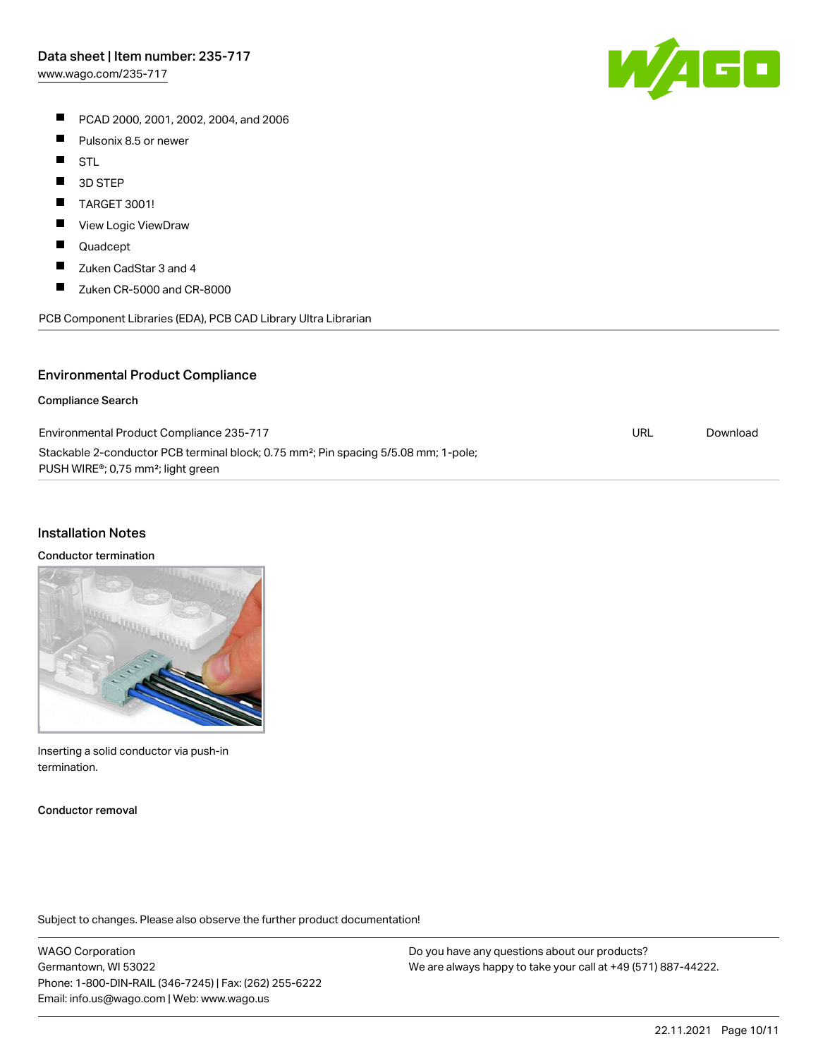- PCAD 2000, 2001, 2002, 2004, and 2006
- Pulsonix 8.5 or newer
- STL
- 3D STEP
- TARGET 3001!
- View Logic ViewDraw
- Quadcept
- Zuken CadStar 3 and 4
- Zuken CR-5000 and CR-8000

PCB Component Libraries (EDA), PCB CAD Library Ultra Librarian

## Environmental Product Compliance

### Compliance Search

| | | |
|---|---|---|
| Environmental Product Compliance 235-717 | URL | Download |
| Stackable 2-conductor PCB terminal block; 0.75 mm²; Pin spacing 5/5.08 mm; 1-pole; PUSH WIRE®; 0,75 mm²; light green | | |

## Installation Notes

### Conductor termination

Inserting a solid conductor via push-in termination.

### Conductor removal

Subject to changes. Please also observe the further product documentation!

WAGO Corporation
Germantown, WI 53022
Phone: 1-800-DIN-RAIL (346-7245) | Fax: (262) 255-6222
Email: info.us@wago.com | Web: www.wago.us

Do you have any questions about our products?
We are always happy to take your call at +49 (571) 887-44222.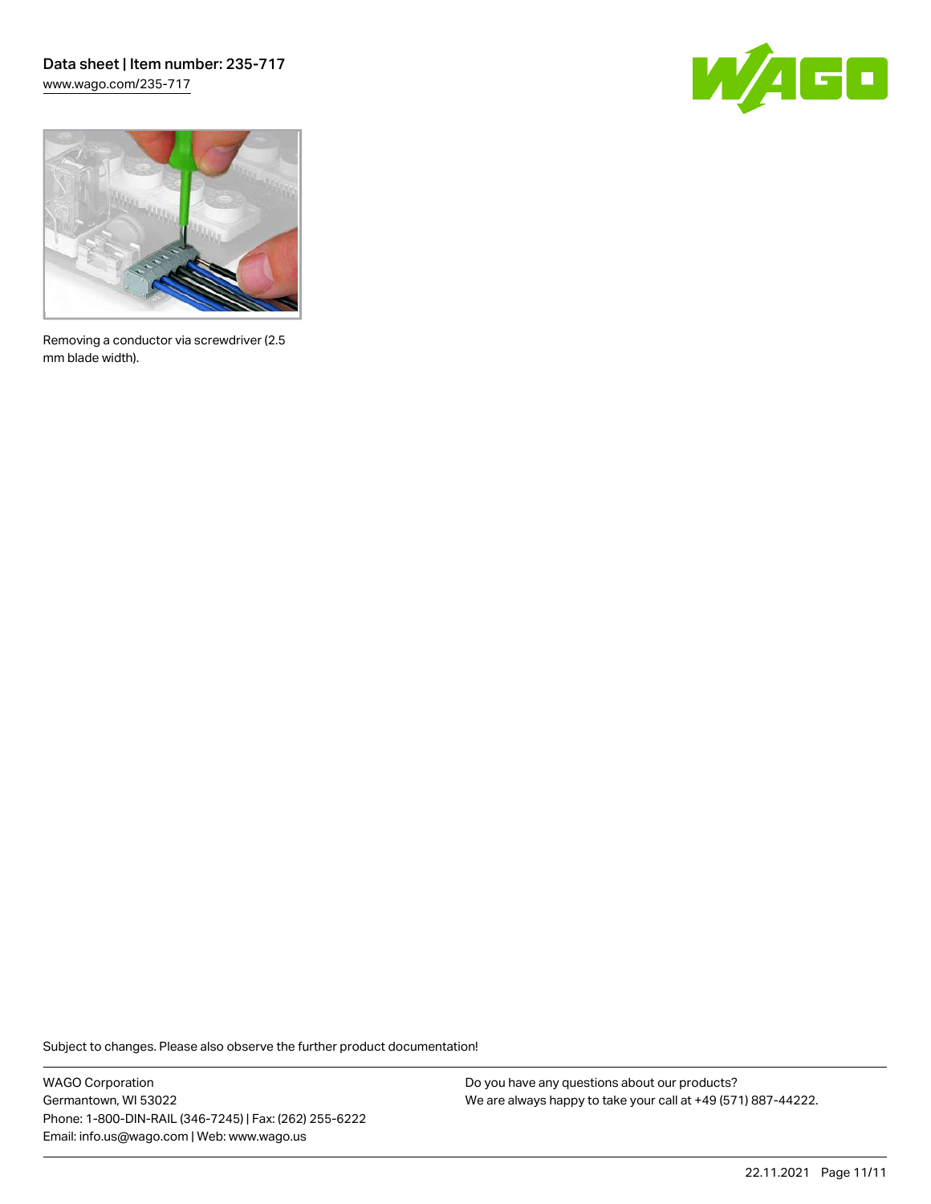Removing a conductor via screwdriver (2.5 mm blade width).

Subject to changes. Please also observe the further product documentation!

WAGO Corporation
Germantown, WI 53022
Phone: 1-800-DIN-RAIL (346-7245) | Fax: (262) 255-6222
Email: info.us@wago.com | Web: www.wago.us

Do you have any questions about our products?
We are always happy to take your call at +49 (571) 887-44222.